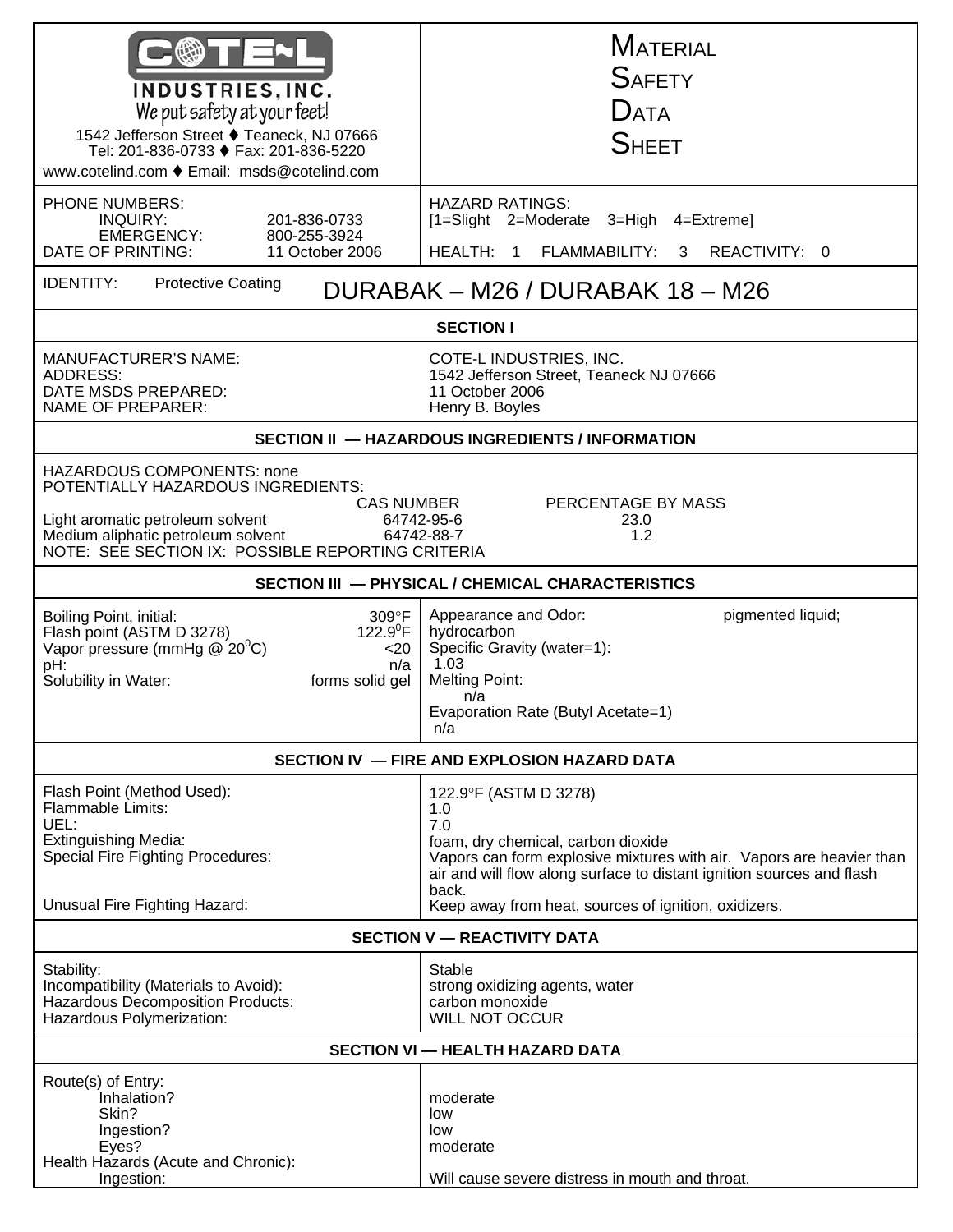**COTE-L INDUSTRIES, INC.**
We put safety at your feet!
1542 Jefferson Street ♦ Teaneck, NJ 07666
Tel: 201-836-0733 ♦ Fax: 201-836-5220
www.cotelind.com ♦ Email: msds@cotelind.com

# MATERIAL SAFETY DATA SHEET

PHONE NUMBERS:
INQUIRY: 201-836-0733
EMERGENCY: 800-255-3924
DATE OF PRINTING: 11 October 2006

HAZARD RATINGS:
[1=Slight 2=Moderate 3=High 4=Extreme]
HEALTH: 1 FLAMMABILITY: 3 REACTIVITY: 0

IDENTITY: Protective Coating **DURABAK – M26 / DURABAK 18 – M26**

## SECTION I

| | |
|---|---|
| MANUFACTURER'S NAME: | COTE-L INDUSTRIES, INC. |
| ADDRESS: | 1542 Jefferson Street, Teaneck NJ 07666 |
| DATE MSDS PREPARED: | 11 October 2006 |
| NAME OF PREPARER: | Henry B. Boyles |

## SECTION II — HAZARDOUS INGREDIENTS / INFORMATION

HAZARDOUS COMPONENTS: none
POTENTIALLY HAZARDOUS INGREDIENTS:

| | CAS NUMBER | PERCENTAGE BY MASS |
|---|---|---|
| Light aromatic petroleum solvent | 64742-95-6 | 23.0 |
| Medium aliphatic petroleum solvent | 64742-88-7 | 1.2 |

NOTE: SEE SECTION IX: POSSIBLE REPORTING CRITERIA

## SECTION III — PHYSICAL / CHEMICAL CHARACTERISTICS

| | |
|---|---|
| Boiling Point, initial: | 309°F |
| Flash point (ASTM D 3278) | 122.9°F |
| Vapor pressure (mmHg @ 20°C) | <20 |
| pH: | n/a |
| Solubility in Water: | forms solid gel |
| Appearance and Odor: | pigmented liquid; hydrocarbon |
| Specific Gravity (water=1): | 1.03 |
| Melting Point: | n/a |
| Evaporation Rate (Butyl Acetate=1) | n/a |

## SECTION IV — FIRE AND EXPLOSION HAZARD DATA

| | |
|---|---|
| Flash Point (Method Used): | 122.9°F (ASTM D 3278) |
| Flammable Limits: | 1.0 |
| UEL: | 7.0 |
| Extinguishing Media: | foam, dry chemical, carbon dioxide |
| Special Fire Fighting Procedures: | Vapors can form explosive mixtures with air. Vapors are heavier than air and will flow along surface to distant ignition sources and flash back. |
| Unusual Fire Fighting Hazard: | Keep away from heat, sources of ignition, oxidizers. |

## SECTION V — REACTIVITY DATA

| | |
|---|---|
| Stability: | Stable |
| Incompatibility (Materials to Avoid): | strong oxidizing agents, water |
| Hazardous Decomposition Products: | carbon monoxide |
| Hazardous Polymerization: | WILL NOT OCCUR |

## SECTION VI — HEALTH HAZARD DATA

Route(s) of Entry:

| | |
|---|---|
| Inhalation? | moderate |
| Skin? | low |
| Ingestion? | low |
| Eyes? | moderate |

Health Hazards (Acute and Chronic):

| | |
|---|---|
| Ingestion: | Will cause severe distress in mouth and throat. |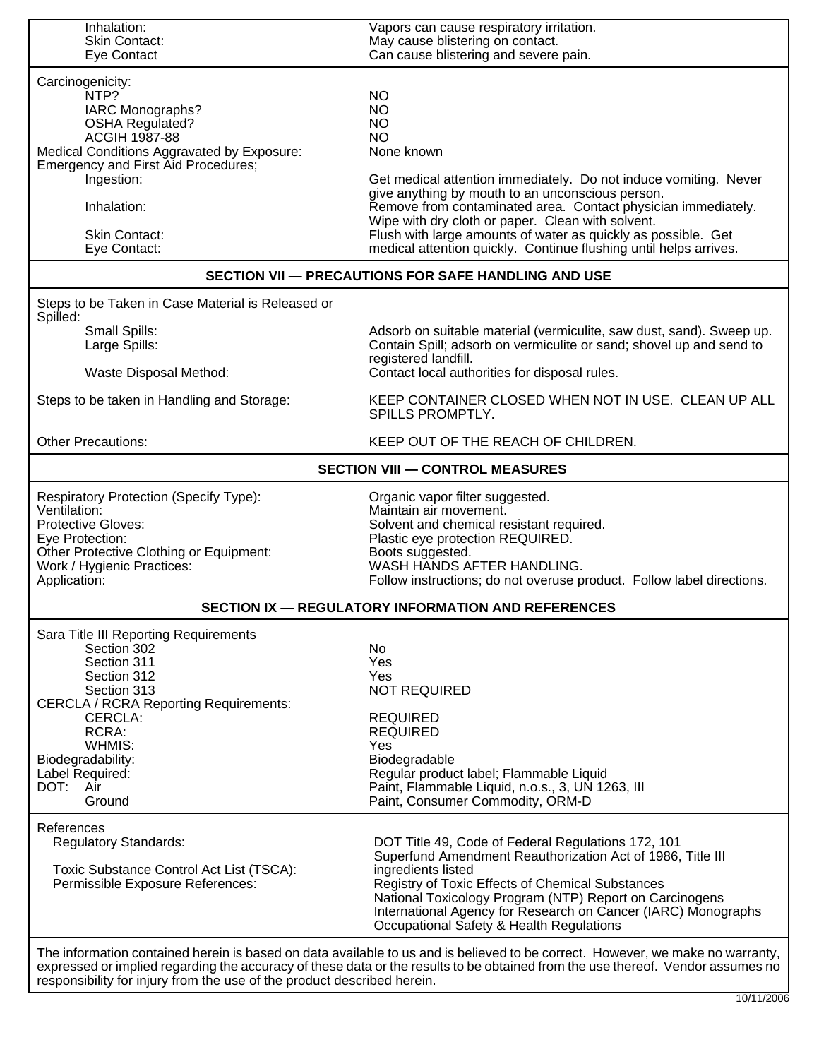| | |
|---|---|
| Inhalation: | Vapors can cause respiratory irritation. |
| Skin Contact: | May cause blistering on contact. |
| Eye Contact | Can cause blistering and severe pain. |

| | |
|---|---|
| Carcinogenicity: | |
| NTP? | NO |
| IARC Monographs? | NO |
| OSHA Regulated? | NO |
| ACGIH 1987-88 | NO |
| Medical Conditions Aggravated by Exposure: | None known |
| Emergency and First Aid Procedures; | |
| Ingestion: | Get medical attention immediately. Do not induce vomiting. Never give anything by mouth to an unconscious person. |
| Inhalation: | Remove from contaminated area. Contact physician immediately. Wipe with dry cloth or paper. Clean with solvent. |
| Skin Contact: | Flush with large amounts of water as quickly as possible. Get |
| Eye Contact: | medical attention quickly. Continue flushing until helps arrives. |

## SECTION VII — PRECAUTIONS FOR SAFE HANDLING AND USE

| | |
|---|---|
| Steps to be Taken in Case Material is Released or Spilled: | |
| Small Spills: | Adsorb on suitable material (vermiculite, saw dust, sand). Sweep up. |
| Large Spills: | Contain Spill; adsorb on vermiculite or sand; shovel up and send to registered landfill. |
| Waste Disposal Method: | Contact local authorities for disposal rules. |
| Steps to be taken in Handling and Storage: | KEEP CONTAINER CLOSED WHEN NOT IN USE. CLEAN UP ALL SPILLS PROMPTLY. |
| Other Precautions: | KEEP OUT OF THE REACH OF CHILDREN. |

## SECTION VIII — CONTROL MEASURES

| | |
|---|---|
| Respiratory Protection (Specify Type): | Organic vapor filter suggested. |
| Ventilation: | Maintain air movement. |
| Protective Gloves: | Solvent and chemical resistant required. |
| Eye Protection: | Plastic eye protection REQUIRED. |
| Other Protective Clothing or Equipment: | Boots suggested. |
| Work / Hygienic Practices: | WASH HANDS AFTER HANDLING. |
| Application: | Follow instructions; do not overuse product. Follow label directions. |

## SECTION IX — REGULATORY INFORMATION AND REFERENCES

| | |
|---|---|
| Sara Title III Reporting Requirements | |
| Section 302 | No |
| Section 311 | Yes |
| Section 312 | Yes |
| Section 313 | NOT REQUIRED |
| CERCLA / RCRA Reporting Requirements: | |
| CERCLA: | REQUIRED |
| RCRA: | REQUIRED |
| WHMIS: | Yes |
| Biodegradability: | Biodegradable |
| Label Required: | Regular product label; Flammable Liquid |
| DOT: Air | Paint, Flammable Liquid, n.o.s., 3, UN 1263, III |
| Ground | Paint, Consumer Commodity, ORM-D |

| | |
|---|---|
| References | |
| Regulatory Standards: | DOT Title 49, Code of Federal Regulations 172, 101<br>Superfund Amendment Reauthorization Act of 1986, Title III |
| Toxic Substance Control Act List (TSCA): | ingredients listed |
| Permissible Exposure References: | Registry of Toxic Effects of Chemical Substances<br>National Toxicology Program (NTP) Report on Carcinogens<br>International Agency for Research on Cancer (IARC) Monographs<br>Occupational Safety & Health Regulations |

The information contained herein is based on data available to us and is believed to be correct. However, we make no warranty, expressed or implied regarding the accuracy of these data or the results to be obtained from the use thereof. Vendor assumes no responsibility for injury from the use of the product described herein.

10/11/2006